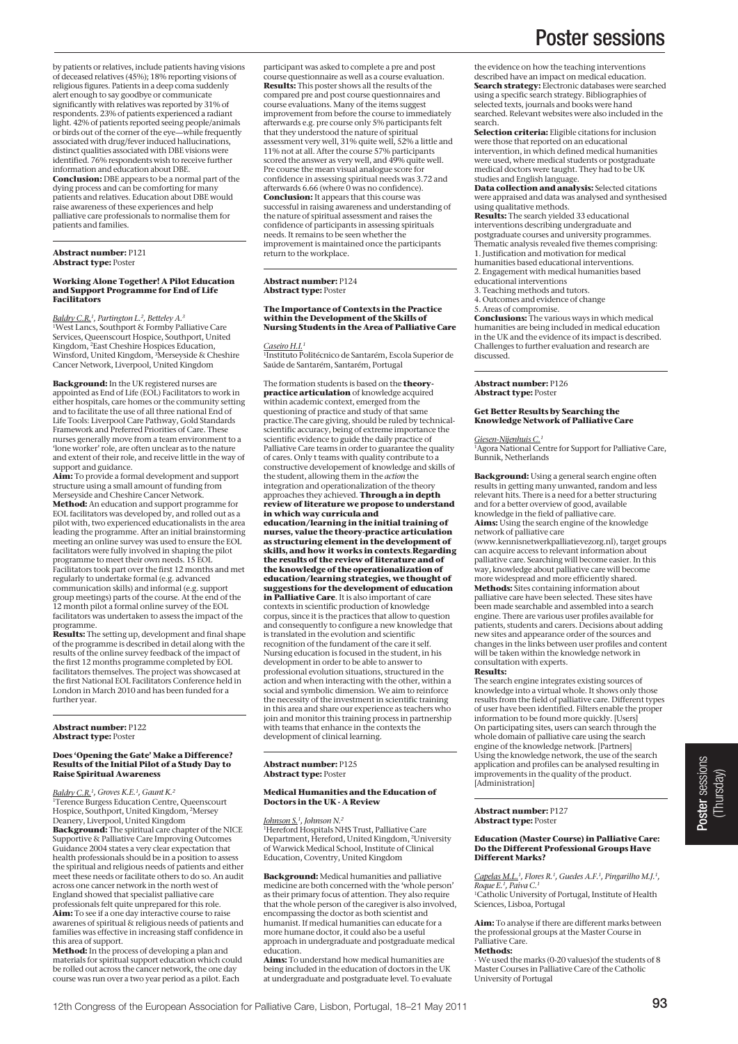by patients or relatives, include patients having visions of deceased relatives (45%); 18% reporting visions of religious figures. Patients in a deep coma suddenly alert enough to say goodbye or communicate significantly with relatives was reported by 31% of respondents. 23% of patients experienced a radiant light. 42% of patients reported seeing people/animals or birds out of the corner of the eye—while frequently associated with drug/fever induced hallucinations, distinct qualities associated with DBE visions were identified. 76% respondents wish to receive further information and education about DBE.

**Conclusion:** DBE appears to be a normal part of the dying process and can be comforting for many patients and relatives. Education about DBE would raise awareness of these experiences and help palliative care professionals to normalise them for patients and families.

---

**Abstract number:** P121
**Abstract type:** Poster

### Working Alone Together! A Pilot Education and Support Programme for End of Life Facilitators

*Baldry C.R.*[1], Partington L.[2], Betteley A.[3]
[1]West Lancs, Southport & Formby Palliative Care Services, Queenscourt Hospice, Southport, United Kingdom, [2]East Cheshire Hospices Education, Winsford, United Kingdom, [3]Merseyside & Cheshire Cancer Network, Liverpool, United Kingdom

**Background:** In the UK registered nurses are appointed as End of Life (EOL) Facilitators to work in either hospitals, care homes or the community setting and to facilitate the use of all three national End of Life Tools: Liverpool Care Pathway, Gold Standards Framework and Preferred Priorities of Care. These nurses generally move from a team environment to a 'lone worker' role, are often unclear as to the nature and extent of their role, and receive little in the way of support and guidance.

**Aim:** To provide a formal development and support structure using a small amount of funding from Merseyside and Cheshire Cancer Network.

**Method:** An education and support programme for EOL facilitators was developed by, and rolled out as a pilot with, two experienced educationalists in the area leading the programme. After an initial brainstorming meeting an online survey was used to ensure the EOL facilitators were fully involved in shaping the pilot programme to meet their own needs. 15 EOL Facilitators took part over the first 12 months and met regularly to undertake formal (e.g. advanced communication skills) and informal (e.g. support group meetings) parts of the course. At the end of the 12 month pilot a formal online survey of the EOL facilitators was undertaken to assess the impact of the programme.

**Results:** The setting up, development and final shape of the programme is described in detail along with the results of the online survey feedback of the impact of the first 12 months programme completed by EOL facilitators themselves. The project was showcased at the first National EOL Facilitators Conference held in London in March 2010 and has been funded for a further year.

---

**Abstract number:** P122
**Abstract type:** Poster

### Does 'Opening the Gate' Make a Difference? Results of the Initial Pilot of a Study Day to Raise Spiritual Awareness

*Baldry C.R.*[1], Groves K.E.[1], Gaunt K.[2]
[1]Terence Burgess Education Centre, Queenscourt Hospice, Southport, United Kingdom, [2]Mersey Deanery, Liverpool, United Kingdom

**Background:** The spiritual care chapter of the NICE Supportive & Palliative Care Improving Outcomes Guidance 2004 states a very clear expectation that health professionals should be in a position to assess the spiritual and religious needs of patients and either meet these needs or facilitate others to do so. An audit across one cancer network in the north west of England showed that specialist palliative care professionals felt quite unprepared for this role.

**Aim:** To see if a one day interactive course to raise awarenes of spiritual & religious needs of patients and families was effective in increasing staff confidence in this area of support.

**Method:** In the process of developing a plan and materials for spiritual support education which could be rolled out across the cancer network, the one day course was run over a two year period as a pilot. Each participant was asked to complete a pre and post course questionnaire as well as a course evaluation.

**Results:** This poster shows all the results of the compared pre and post course questionnaires and course evaluations. Many of the items suggest improvement from before the course to immediately afterwards e.g. pre course only 5% participants felt that they understood the nature of spiritual assessment very well, 31% quite well, 52% a little and 11% not at all. After the course 57% participants scored the answer as very well, and 49% quite well. Pre course the mean visual analogue score for confidence in assessing spiritual needs was 3.72 and afterwards 6.66 (where 0 was no confidence).

**Conclusion:** It appears that this course was successful in raising awareness and understanding of the nature of spiritual assessment and raises the confidence of participants in assessing spirituals needs. It remains to be seen whether the improvement is maintained once the participants return to the workplace.

---

**Abstract number:** P124
**Abstract type:** Poster

### The Importance of Contexts in the Practice within the Development of the Skills of Nursing Students in the Area of Palliative Care

*Caseiro H.I.*[1]
[1]Instituto Politécnico de Santarém, Escola Superior de Saúde de Santarém, Santarém, Portugal

The formation students is based on the **theory-practice articulation** of knowledge acquired within academic context, emerged from the questioning of practice and study of that same practice.The care giving, should be ruled by technical-scientific accuracy, being of extreme importance the scientific evidence to guide the daily practice of Palliative Care teams in order to guarantee the quality of cares. Only t teams with quality contribute to a constructive developement of knowledge and skills of the student, allowing them in the *action* the integration and operationalization of the theory approaches they achieved. **Through a in depth review of literature we propose to understand in which way curricula and education/learning in the initial training of nurses, value the theory-practice articulation as structuring element in the development of skills, and how it works in contexts**.**Regarding the results of the review of literature and of the knowledge of the operationalization of education/learning strategies, we thought of suggestions for the development of education in Palliative Care**. It is also important of care contexts in scientific production of knowledge corpus, since it is the practices that allow to question and consequently to configure a new knowledge that is translated in the evolution and scientific recognition of the fundament of the care it self. Nursing education is focused in the student, in his development in order to be able to answer to professional evolution situations, structured in the action and when interacting with the other, within a social and symbolic dimension. We aim to reinforce the necessity of the investment in scientific training in this area and share our experience as teachers who join and monitor this training process in partnership with teams that enhance in the contexts the development of clinical learning.

---

**Abstract number:** P125
**Abstract type:** Poster

### Medical Humanities and the Education of Doctors in the UK - A Review

*Johnson S.*[1], Johnson N.[2]
[1]Hereford Hospitals NHS Trust, Palliative Care Department, Hereford, United Kingdom, [2]University of Warwick Medical School, Institute of Clinical Education, Coventry, United Kingdom

**Background:** Medical humanities and palliative medicine are both concerned with the 'whole person' as their primary focus of attention. They also require that the whole person of the caregiver is also involved, encompassing the doctor as both scientist and humanist. If medical humanities can educate for a more humane doctor, it could also be a useful approach in undergraduate and postgraduate medical education.

**Aims:** To understand how medical humanities are being included in the education of doctors in the UK at undergraduate and postgraduate level. To evaluate the evidence on how the teaching interventions described have an impact on medical education.

**Search strategy:** Electronic databases were searched using a specific search strategy. Bibliographies of selected texts, journals and books were hand searched. Relevant websites were also included in the search.

**Selection criteria:** Eligible citations for inclusion were those that reported on an educational intervention, in which defined medical humanities were used, where medical students or postgraduate medical doctors were taught. They had to be UK studies and English language.

**Data collection and analysis:** Selected citations were appraised and data was analysed and synthesised using qualitative methods.

**Results:** The search yielded 33 educational interventions describing undergraduate and postgraduate courses and university programmes. Thematic analysis revealed five themes comprising:
1. Justification and motivation for medical humanities based educational interventions.
2. Engagement with medical humanities based educational interventions
3. Teaching methods and tutors.
4. Outcomes and evidence of change
5. Areas of compromise.

**Conclusions:** The various ways in which medical humanities are being included in medical education in the UK and the evidence of its impact is described. Challenges to further evaluation and research are discussed.

---

**Abstract number:** P126
**Abstract type:** Poster

### Get Better Results by Searching the Knowledge Network of Palliative Care

*Giesen-Nijenhuis C.*[1]
[1]Agora National Centre for Support for Palliative Care, Bunnik, Netherlands

**Background:** Using a general search engine often results in getting many unwanted, random and less relevant hits. There is a need for a better structuring and for a better overview of good, available knowledge in the field of palliative care.

**Aims:** Using the search engine of the knowledge network of palliative care (www.kennisnetwerkpalliatievezorg.nl), target groups can acquire access to relevant information about palliative care. Searching will become easier. In this way, knowledge about palliative care will become more widespread and more efficiently shared.

**Methods:** Sites containing information about palliative care have been selected. These sites have been made searchable and assembled into a search engine. There are various user profiles available for patients, students and carers. Decisions about adding new sites and appearance order of the sources and changes in the links between user profiles and content will be taken within the knowledge network in consultation with experts.

**Results:**
The search engine integrates existing sources of knowledge into a virtual whole. It shows only those results from the field of palliative care. Different types of user have been identified. Filters enable the proper information to be found more quickly. [Users]
On participating sites, users can search through the whole domain of palliative care using the search engine of the knowledge network. [Partners]
Using the knowledge network, the use of the search application and profiles can be analysed resulting in improvements in the quality of the product. [Administration]

---

**Abstract number:** P127
**Abstract type:** Poster

### Education (Master Course) in Palliative Care: Do the Different Professional Groups Have Different Marks?

*Capelas M.L.*[1], Flores R.[1], Guedes A.F.[1], Pingarilho M.J.[1], Roque E.[1], Paiva C.[1]
[1]Catholic University of Portugal, Institute of Health Sciences, Lisboa, Portugal

**Aim:** To analyse if there are different marks between the professional groups at the Master Course in Palliative Care.

**Methods:**
· We used the marks (0-20 values)of the students of 8 Master Courses in Palliative Care of the Catholic University of Portugal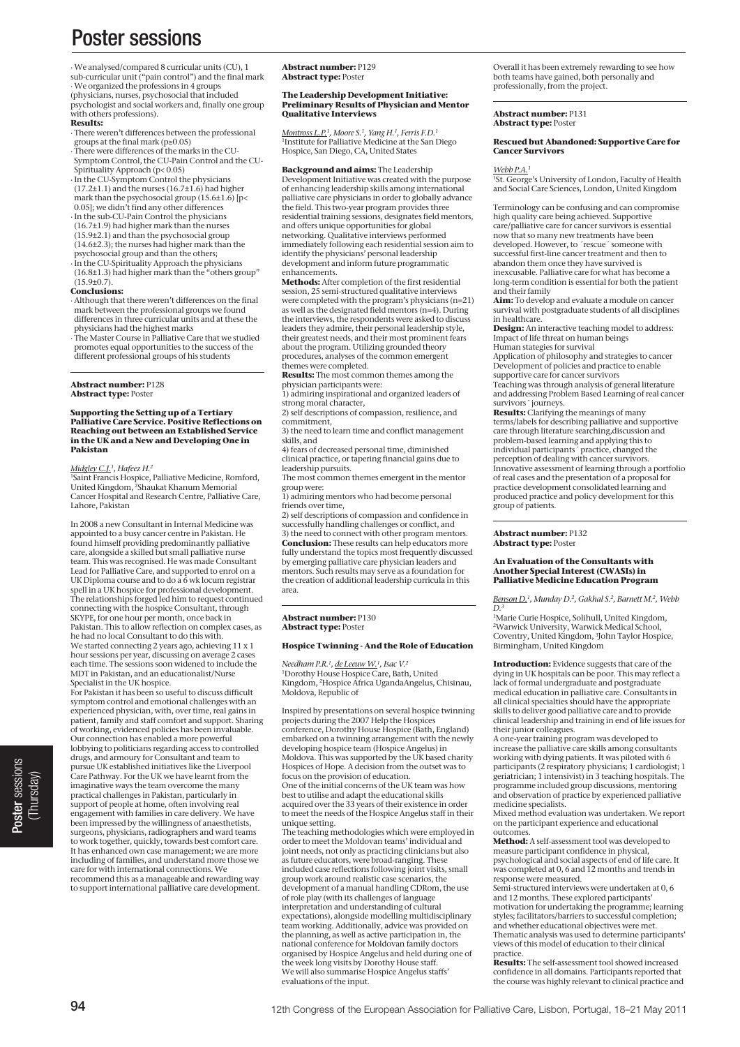- We analysed/compared 8 curricular units (CU), 1 sub-curricular unit ("pain control") and the final mark
- We organized the professions in 4 groups (physicians, nurses, psychosocial that included psychologist and social workers and, finally one group with others professions).

**Results:**

- There weren't differences between the professional groups at the final mark (p≥0.05)
- There were differences of the marks in the CU-Symptom Control, the CU-Pain Control and the CU-Spirituality Approach (p< 0.05)
- In the CU-Symptom Control the physicians (17.2±1.1) and the nurses (16.7±1.6) had higher mark than the psychosocial group (15.6±1.6) [p< 0.05]; we didn't find any other differences
- In the sub-CU-Pain Control the physicians (16.7±1.9) had higher mark than the nurses (15.9±2.1) and than the psychosocial group (14.6±2.3); the nurses had higher mark than the psychosocial group and than the others;
- In the CU-Spirituality Approach the physicians (16.8±1.3) had higher mark than the "others group" (15.9±0.7).

**Conclusions:**

- Although that there weren't differences on the final mark between the professional groups we found differences in three curricular units and at these the physicians had the highest marks
- The Master Course in Palliative Care that we studied promotes equal opportunities to the success of the different professional groups of his students

---

**Abstract number:** P128
**Abstract type:** Poster

### Supporting the Setting up of a Tertiary Palliative Care Service. Positive Reflections on Reaching out between an Established Service in the UK and a New and Developing One in Pakistan

*Midgley C.J.[1], Hafeez H.[2]*
[1]Saint Francis Hospice, Palliative Medicine, Romford, United Kingdom, [2]Shaukat Khanum Memorial Cancer Hospital and Research Centre, Palliative Care, Lahore, Pakistan

In 2008 a new Consultant in Internal Medicine was appointed to a busy cancer centre in Pakistan. He found himself providing predominantly palliative care, alongside a skilled but small palliative nurse team. This was recognised. He was made Consultant Lead for Palliative Care, and supported to enrol on a UK Diploma course and to do a 6 wk locum registrar spell in a UK hospice for professional development. The relationships forged led him to request continued connecting with the hospice Consultant, through SKYPE, for one hour per month, once back in Pakistan. This to allow reflection on complex cases, as he had no local Consultant to do this with.
We started connecting 2 years ago, achieving 11 x 1 hour sessions per year, discussing on average 2 cases each time. The sessions soon widened to include the MDT in Pakistan, and an educationalist/Nurse Specialist in the UK hospice.
For Pakistan it has been so useful to discuss difficult symptom control and emotional challenges with an experienced physician, with, over time, real gains in patient, family and staff comfort and support. Sharing of working, evidenced policies has been invaluable. Our connection has enabled a more powerful lobbying to politicians regarding access to controlled drugs, and armoury for Consultant and team to pursue UK established initiatives like the Liverpool Care Pathway. For the UK we have learnt from the imaginative ways the team overcome the many practical challenges in Pakistan, particularly in support of people at home, often involving real engagement with families in care delivery. We have been impressed by the willingness of anaesthetists, surgeons, physicians, radiographers and ward teams to work together, quickly, towards best comfort care. It has enhanced own case management; we are more including of families, and understand more those we care for with international connections. We recommend this as a manageable and rewarding way to support international palliative care development.

---

**Abstract number:** P129
**Abstract type:** Poster

### The Leadership Development Initiative: Preliminary Results of Physician and Mentor Qualitative Interviews

*Montross L.P.[1], Moore S.[1], Yang H.[1], Ferris F.D.[1]*
[1]Institute for Palliative Medicine at the San Diego Hospice, San Diego, CA, United States

**Background and aims:** The Leadership Development Initiative was created with the purpose of enhancing leadership skills among international palliative care physicians in order to globally advance the field. This two-year program provides three residential training sessions, designates field mentors, and offers unique opportunities for global networking. Qualitative interviews performed immediately following each residential session aim to identify the physicians' personal leadership development and inform future programmatic enhancements.

**Methods:** After completion of the first residential session, 25 semi-structured qualitative interviews were completed with the program's physicians (n=21) as well as the designated field mentors (n=4). During the interviews, the respondents were asked to discuss leaders they admire, their personal leadership style, their greatest needs, and their most prominent fears about the program. Utilizing grounded theory procedures, analyses of the common emergent themes were completed.

**Results:** The most common themes among the physician participants were:
1) admiring inspirational and organized leaders of strong moral character,
2) self descriptions of compassion, resilience, and commitment,
3) the need to learn time and conflict management skills, and
4) fears of decreased personal time, diminished clinical practice, or tapering financial gains due to leadership pursuits.
The most common themes emergent in the mentor group were:
1) admiring mentors who had become personal friends over time,
2) self descriptions of compassion and confidence in successfully handling challenges or conflict, and
3) the need to connect with other program mentors.

**Conclusion:** These results can help educators more fully understand the topics most frequently discussed by emerging palliative care physician leaders and mentors. Such results may serve as a foundation for the creation of additional leadership curricula in this area.

---

**Abstract number:** P130
**Abstract type:** Poster

### Hospice Twinning - And the Role of Education

*Needham P.R.[1], de Leeuw W.[1], Isac V.[2]*
[1]Dorothy House Hospice Care, Bath, United Kingdom, [2]Hospice Africa UgandaAngelus, Chisinau, Moldova, Republic of

Inspired by presentations on several hospice twinning projects during the 2007 Help the Hospices conference, Dorothy House Hospice (Bath, England) embarked on a twinning arrangement with the newly developing hospice team (Hospice Angelus) in Moldova. This was supported by the UK based charity Hospices of Hope. A decision from the outset was to focus on the provision of education.
One of the initial concerns of the UK team was how best to utilise and adapt the educational skills acquired over the 33 years of their existence in order to meet the needs of the Hospice Angelus staff in their unique setting.
The teaching methodologies which were employed in order to meet the Moldovan teams' individual and joint needs, not only as practicing clinicians but also as future educators, were broad-ranging. These included case reflections following joint visits, small group work around realistic case scenarios, the development of a manual handling CDRom, the use of role play (with its challenges of language interpretation and understanding of cultural expectations), alongside modelling multidisciplinary team working. Additionally, advice was provided on the planning, as well as active participation in, the national conference for Moldovan family doctors organised by Hospice Angelus and held during one of the week long visits by Dorothy House staff.
We will also summarise Hospice Angelus staffs' evaluations of the input.
Overall it has been extremely rewarding to see how both teams have gained, both personally and professionally, from the project.

---

**Abstract number:** P131
**Abstract type:** Poster

### Rescued but Abandoned: Supportive Care for Cancer Survivors

*Webb P.A.[1]*
[1]St. George's University of London, Faculty of Health and Social Care Sciences, London, United Kingdom

Terminology can be confusing and can compromise high quality care being achieved. Supportive care/palliative care for cancer survivors is essential now that so many new treatments have been developed. However, to ´rescue´ someone with successful first-line cancer treatment and then to abandon them once they have survived is inexcusable. Palliative care for what has become a long-term condition is essential for both the patient and their family

**Aim:** To develop and evaluate a module on cancer survival with postgraduate students of all disciplines in healthcare.

**Design:** An interactive teaching model to address:
Impact of life threat on human beings
Human stategies for survival
Application of philosophy and strategies to cancer
Development of policies and practice to enable supportive care for cancer survivors
Teaching was through analysis of general literature and addressing Problem Based Learning of real cancer survivors´ journeys.

**Results:** Clarifying the meanings of many terms/labels for describing palliative and supportive care through literature searching,discussion and problem-based learning and applying this to individual participants´ practice, changed the perception of dealing with cancer survivors. Innovative assessment of learning through a portfolio of real cases and the presentation of a proposal for practice development consolidated learning and produced practice and policy development for this group of patients.

---

**Abstract number:** P132
**Abstract type:** Poster

### An Evaluation of the Consultants with Another Special Interest (CWASIs) in Palliative Medicine Education Program

*Benson D.[1], Munday D.[2], Gakhal S.[2], Barnett M.[2], Webb D.[3]*
[1]Marie Curie Hospice, Solihull, United Kingdom, [2]Warwick University, Warwick Medical School, Coventry, United Kingdom, [3]John Taylor Hospice, Birmingham, United Kingdom

**Introduction:** Evidence suggests that care of the dying in UK hospitals can be poor. This may reflect a lack of formal undergraduate and postgraduate medical education in palliative care. Consultants in all clinical specialties should have the appropriate skills to deliver good palliative care and to provide clinical leadership and training in end of life issues for their junior colleagues.
A one-year training program was developed to increase the palliative care skills among consultants working with dying patients. It was piloted with 6 participants (2 respiratory physicians; 1 cardiologist; 1 geriatrician; 1 intensivist) in 3 teaching hospitals. The programme included group discussions, mentoring and observation of practice by experienced palliative medicine specialists.
Mixed method evaluation was undertaken. We report on the participant experience and educational outcomes.

**Method:** A self-assessment tool was developed to measure participant confidence in physical, psychological and social aspects of end of life care. It was completed at 0, 6 and 12 months and trends in response were measured.
Semi-structured interviews were undertaken at 0, 6 and 12 months. These explored participants' motivation for undertaking the programme; learning styles; facilitators/barriers to successful completion; and whether educational objectives were met. Thematic analysis was used to determine participants' views of this model of education to their clinical practice.

**Results:** The self-assessment tool showed increased confidence in all domains. Participants reported that the course was highly relevant to clinical practice and